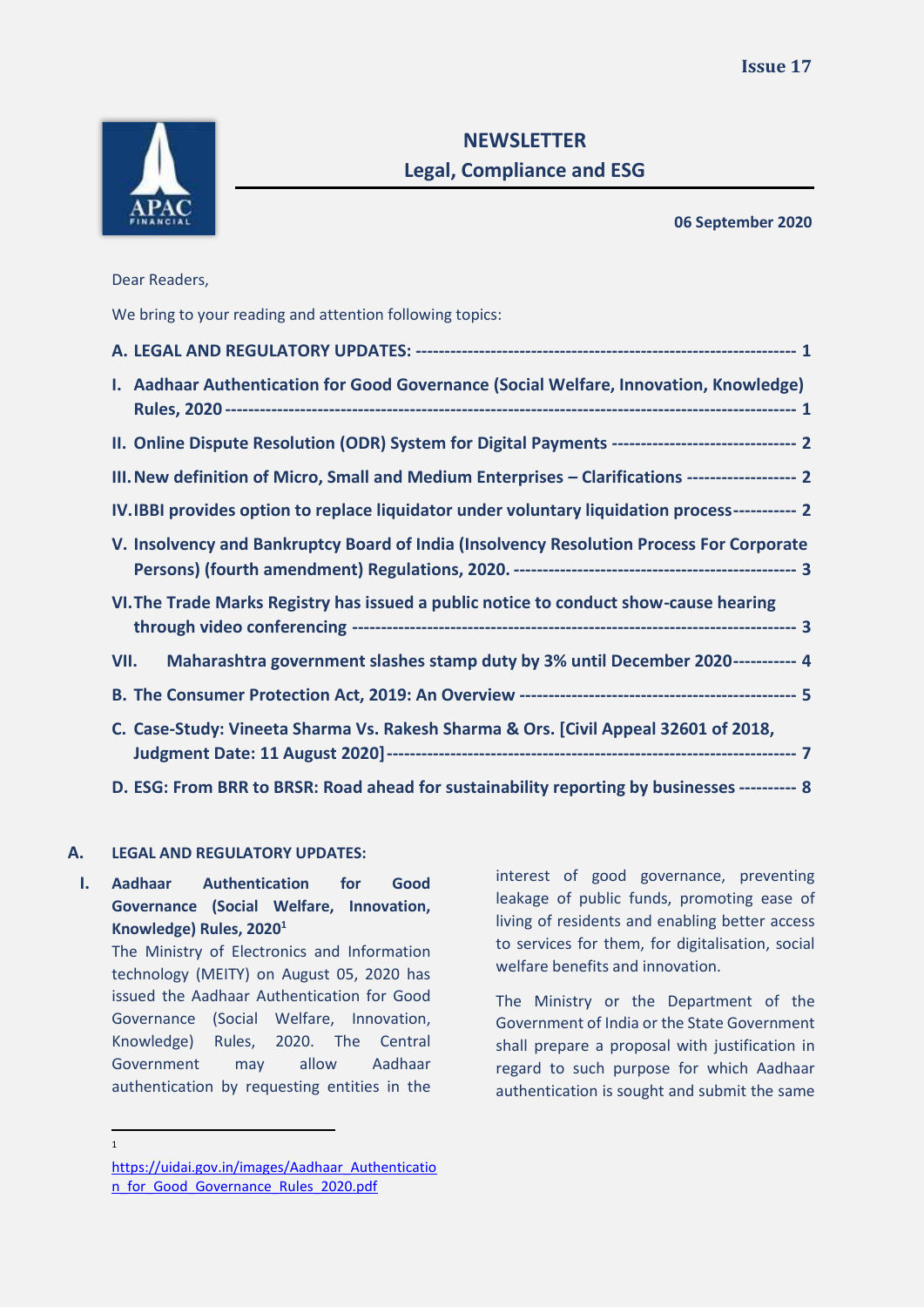**Issue 17**

# NEWSLETTER
## Legal, Compliance and ESG

**06 September 2020**

Dear Readers,

We bring to your reading and attention following topics:

**A. LEGAL AND REGULATORY UPDATES: ---------------------------------------------------------------- 1**

**I. Aadhaar Authentication for Good Governance (Social Welfare, Innovation, Knowledge) Rules, 2020 ------------------------------------------------------------------------------------------------ 1**

**II. Online Dispute Resolution (ODR) System for Digital Payments ------------------------------- 2**

**III. New definition of Micro, Small and Medium Enterprises – Clarifications ------------------- 2**

**IV. IBBI provides option to replace liquidator under voluntary liquidation process---------- 2**

**V. Insolvency and Bankruptcy Board of India (Insolvency Resolution Process For Corporate Persons) (fourth amendment) Regulations, 2020. ------------------------------------------------ 3**

**VI. The Trade Marks Registry has issued a public notice to conduct show-cause hearing through video conferencing ----------------------------------------------------------------------------- 3**

**VII. Maharashtra government slashes stamp duty by 3% until December 2020----------- 4**

**B. The Consumer Protection Act, 2019: An Overview ----------------------------------------------- 5**

**C. Case-Study: Vineeta Sharma Vs. Rakesh Sharma & Ors. [Civil Appeal 32601 of 2018, Judgment Date: 11 August 2020]------------------------------------------------------------------- 7**

**D. ESG: From BRR to BRSR: Road ahead for sustainability reporting by businesses ---------- 8**

## A. LEGAL AND REGULATORY UPDATES:

### I. Aadhaar Authentication for Good Governance (Social Welfare, Innovation, Knowledge) Rules, 2020[1]

The Ministry of Electronics and Information technology (MEITY) on August 05, 2020 has issued the Aadhaar Authentication for Good Governance (Social Welfare, Innovation, Knowledge) Rules, 2020. The Central Government may allow Aadhaar authentication by requesting entities in the interest of good governance, preventing leakage of public funds, promoting ease of living of residents and enabling better access to services for them, for digitalisation, social welfare benefits and innovation.

The Ministry or the Department of the Government of India or the State Government shall prepare a proposal with justification in regard to such purpose for which Aadhaar authentication is sought and submit the same

---

[1] https://uidai.gov.in/images/Aadhaar_Authentication_for_Good_Governance_Rules_2020.pdf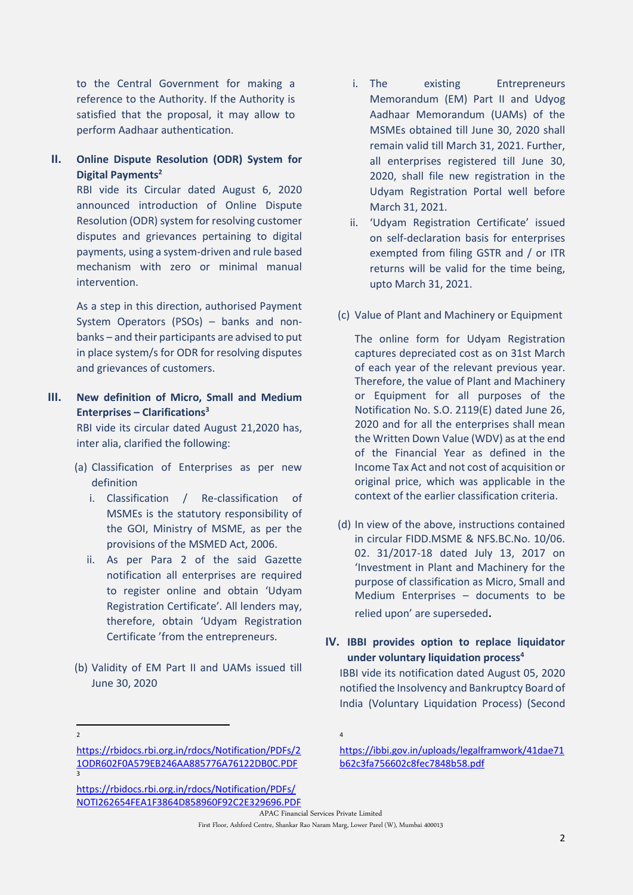to the Central Government for making a reference to the Authority. If the Authority is satisfied that the proposal, it may allow to perform Aadhaar authentication.

## II. Online Dispute Resolution (ODR) System for Digital Payments[2]

RBI vide its Circular dated August 6, 2020 announced introduction of Online Dispute Resolution (ODR) system for resolving customer disputes and grievances pertaining to digital payments, using a system-driven and rule based mechanism with zero or minimal manual intervention.

As a step in this direction, authorised Payment System Operators (PSOs) – banks and non-banks – and their participants are advised to put in place system/s for ODR for resolving disputes and grievances of customers.

## III. New definition of Micro, Small and Medium Enterprises – Clarifications[3]

RBI vide its circular dated August 21,2020 has, inter alia, clarified the following:

(a) Classification of Enterprises as per new definition

i. Classification / Re-classification of MSMEs is the statutory responsibility of the GOI, Ministry of MSME, as per the provisions of the MSMED Act, 2006.

ii. As per Para 2 of the said Gazette notification all enterprises are required to register online and obtain 'Udyam Registration Certificate'. All lenders may, therefore, obtain 'Udyam Registration Certificate 'from the entrepreneurs.

(b) Validity of EM Part II and UAMs issued till June 30, 2020

i. The existing Entrepreneurs Memorandum (EM) Part II and Udyog Aadhaar Memorandum (UAMs) of the MSMEs obtained till June 30, 2020 shall remain valid till March 31, 2021. Further, all enterprises registered till June 30, 2020, shall file new registration in the Udyam Registration Portal well before March 31, 2021.

ii. 'Udyam Registration Certificate' issued on self-declaration basis for enterprises exempted from filing GSTR and / or ITR returns will be valid for the time being, upto March 31, 2021.

(c) Value of Plant and Machinery or Equipment

The online form for Udyam Registration captures depreciated cost as on 31st March of each year of the relevant previous year. Therefore, the value of Plant and Machinery or Equipment for all purposes of the Notification No. S.O. 2119(E) dated June 26, 2020 and for all the enterprises shall mean the Written Down Value (WDV) as at the end of the Financial Year as defined in the Income Tax Act and not cost of acquisition or original price, which was applicable in the context of the earlier classification criteria.

(d) In view of the above, instructions contained in circular FIDD.MSME & NFS.BC.No. 10/06. 02. 31/2017-18 dated July 13, 2017 on 'Investment in Plant and Machinery for the purpose of classification as Micro, Small and Medium Enterprises – documents to be relied upon' are superseded.

## IV. IBBI provides option to replace liquidator under voluntary liquidation process[4]

IBBI vide its notification dated August 05, 2020 notified the Insolvency and Bankruptcy Board of India (Voluntary Liquidation Process) (Second

---

[2] https://rbidocs.rbi.org.in/rdocs/Notification/PDFs/21ODR602F0A579EB246AA885776A76122DB0C.PDF

[3] https://rbidocs.rbi.org.in/rdocs/Notification/PDFs/NOTI262654FEA1F3864D858960F92C2E329696.PDF

[4] https://ibbi.gov.in/uploads/legalframwork/41dae71b62c3fa756602c8fec7848b58.pdf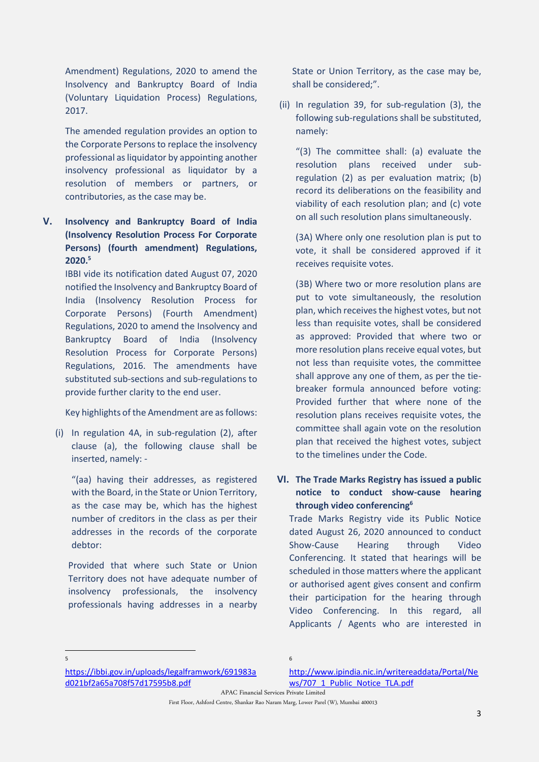Amendment) Regulations, 2020 to amend the Insolvency and Bankruptcy Board of India (Voluntary Liquidation Process) Regulations, 2017.

The amended regulation provides an option to the Corporate Persons to replace the insolvency professional as liquidator by appointing another insolvency professional as liquidator by a resolution of members or partners, or contributories, as the case may be.

## V. Insolvency and Bankruptcy Board of India (Insolvency Resolution Process For Corporate Persons) (fourth amendment) Regulations, 2020.[5]

IBBI vide its notification dated August 07, 2020 notified the Insolvency and Bankruptcy Board of India (Insolvency Resolution Process for Corporate Persons) (Fourth Amendment) Regulations, 2020 to amend the Insolvency and Bankruptcy Board of India (Insolvency Resolution Process for Corporate Persons) Regulations, 2016. The amendments have substituted sub-sections and sub-regulations to provide further clarity to the end user.

Key highlights of the Amendment are as follows:

(i) In regulation 4A, in sub-regulation (2), after clause (a), the following clause shall be inserted, namely: -

"(aa) having their addresses, as registered with the Board, in the State or Union Territory, as the case may be, which has the highest number of creditors in the class as per their addresses in the records of the corporate debtor:

Provided that where such State or Union Territory does not have adequate number of insolvency professionals, the insolvency professionals having addresses in a nearby State or Union Territory, as the case may be, shall be considered;".

(ii) In regulation 39, for sub-regulation (3), the following sub-regulations shall be substituted, namely:

"(3) The committee shall: (a) evaluate the resolution plans received under sub-regulation (2) as per evaluation matrix; (b) record its deliberations on the feasibility and viability of each resolution plan; and (c) vote on all such resolution plans simultaneously.

(3A) Where only one resolution plan is put to vote, it shall be considered approved if it receives requisite votes.

(3B) Where two or more resolution plans are put to vote simultaneously, the resolution plan, which receives the highest votes, but not less than requisite votes, shall be considered as approved: Provided that where two or more resolution plans receive equal votes, but not less than requisite votes, the committee shall approve any one of them, as per the tie-breaker formula announced before voting: Provided further that where none of the resolution plans receives requisite votes, the committee shall again vote on the resolution plan that received the highest votes, subject to the timelines under the Code.

## VI. The Trade Marks Registry has issued a public notice to conduct show-cause hearing through video conferencing[6]

Trade Marks Registry vide its Public Notice dated August 26, 2020 announced to conduct Show-Cause Hearing through Video Conferencing. It stated that hearings will be scheduled in those matters where the applicant or authorised agent gives consent and confirm their participation for the hearing through Video Conferencing. In this regard, all Applicants / Agents who are interested in

---

[5] https://ibbi.gov.in/uploads/legalframwork/691983ad021bf2a65a708f57d17595b8.pdf

[6] http://www.ipindia.nic.in/writereaddata/Portal/News/707_1_Public_Notice_TLA.pdf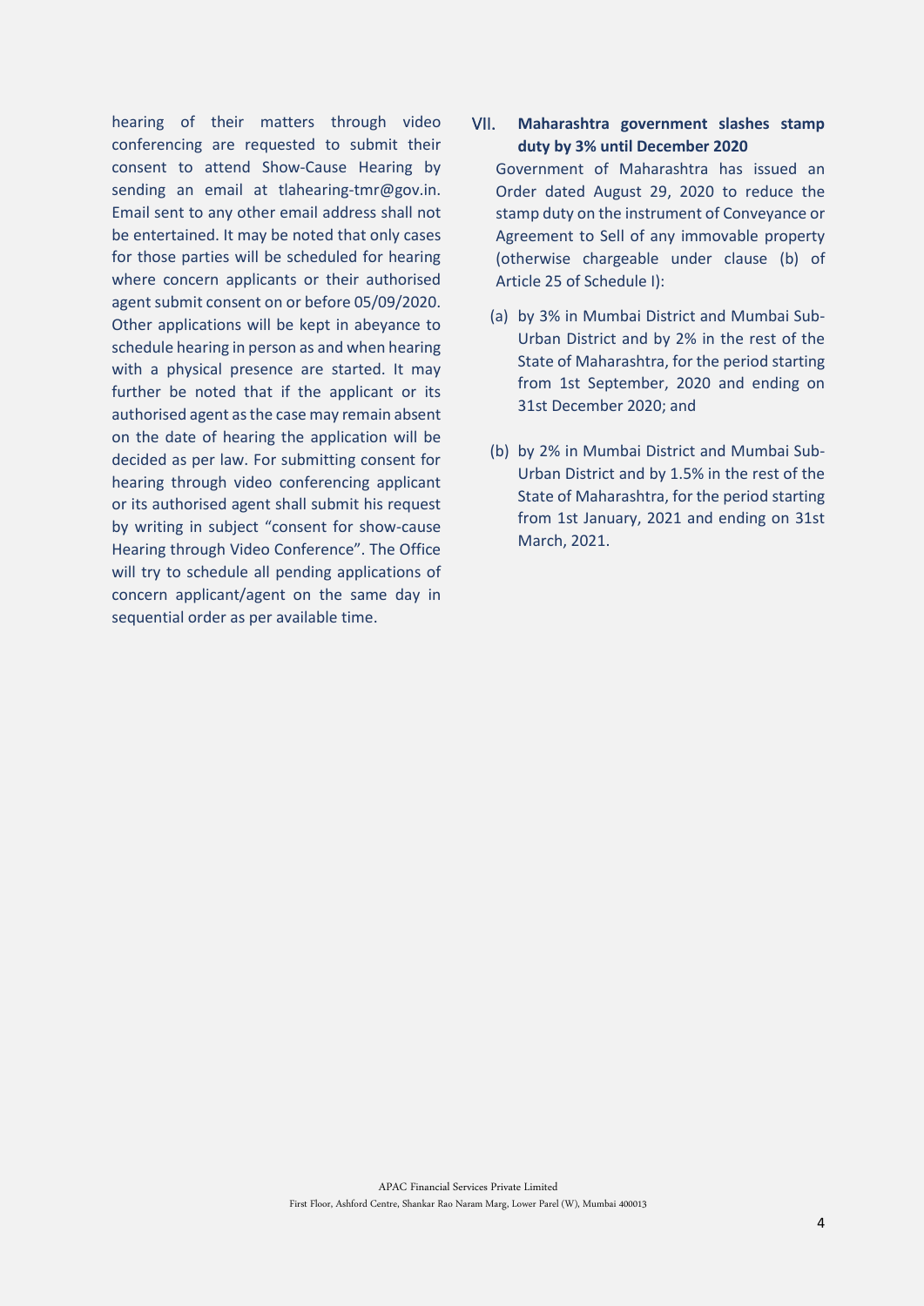hearing of their matters through video conferencing are requested to submit their consent to attend Show-Cause Hearing by sending an email at tlahearing-tmr@gov.in. Email sent to any other email address shall not be entertained. It may be noted that only cases for those parties will be scheduled for hearing where concern applicants or their authorised agent submit consent on or before 05/09/2020. Other applications will be kept in abeyance to schedule hearing in person as and when hearing with a physical presence are started. It may further be noted that if the applicant or its authorised agent as the case may remain absent on the date of hearing the application will be decided as per law. For submitting consent for hearing through video conferencing applicant or its authorised agent shall submit his request by writing in subject "consent for show-cause Hearing through Video Conference". The Office will try to schedule all pending applications of concern applicant/agent on the same day in sequential order as per available time.

## VII. Maharashtra government slashes stamp duty by 3% until December 2020

Government of Maharashtra has issued an Order dated August 29, 2020 to reduce the stamp duty on the instrument of Conveyance or Agreement to Sell of any immovable property (otherwise chargeable under clause (b) of Article 25 of Schedule I):

(a) by 3% in Mumbai District and Mumbai Sub-Urban District and by 2% in the rest of the State of Maharashtra, for the period starting from 1st September, 2020 and ending on 31st December 2020; and

(b) by 2% in Mumbai District and Mumbai Sub-Urban District and by 1.5% in the rest of the State of Maharashtra, for the period starting from 1st January, 2021 and ending on 31st March, 2021.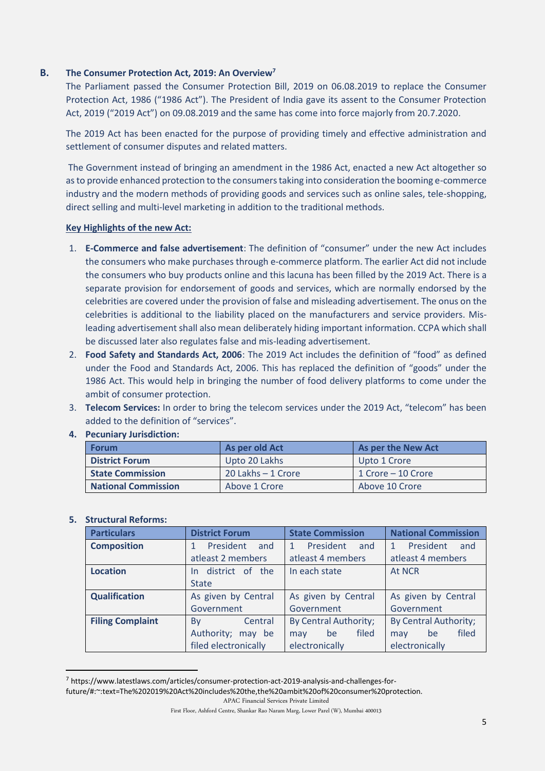## B. The Consumer Protection Act, 2019: An Overview[7]

The Parliament passed the Consumer Protection Bill, 2019 on 06.08.2019 to replace the Consumer Protection Act, 1986 ("1986 Act"). The President of India gave its assent to the Consumer Protection Act, 2019 ("2019 Act") on 09.08.2019 and the same has come into force majorly from 20.7.2020.

The 2019 Act has been enacted for the purpose of providing timely and effective administration and settlement of consumer disputes and related matters.

The Government instead of bringing an amendment in the 1986 Act, enacted a new Act altogether so as to provide enhanced protection to the consumers taking into consideration the booming e-commerce industry and the modern methods of providing goods and services such as online sales, tele-shopping, direct selling and multi-level marketing in addition to the traditional methods.

**Key Highlights of the new Act:**

1. **E-Commerce and false advertisement**: The definition of "consumer" under the new Act includes the consumers who make purchases through e-commerce platform. The earlier Act did not include the consumers who buy products online and this lacuna has been filled by the 2019 Act. There is a separate provision for endorsement of goods and services, which are normally endorsed by the celebrities are covered under the provision of false and misleading advertisement. The onus on the celebrities is additional to the liability placed on the manufacturers and service providers. Mis-leading advertisement shall also mean deliberately hiding important information. CCPA which shall be discussed later also regulates false and mis-leading advertisement.
2. **Food Safety and Standards Act, 2006**: The 2019 Act includes the definition of "food" as defined under the Food and Standards Act, 2006. This has replaced the definition of "goods" under the 1986 Act. This would help in bringing the number of food delivery platforms to come under the ambit of consumer protection.
3. **Telecom Services:** In order to bring the telecom services under the 2019 Act, "telecom" has been added to the definition of "services".
4. **Pecuniary Jurisdiction:**

| Forum | As per old Act | As per the New Act |
|---|---|---|
| **District Forum** | Upto 20 Lakhs | Upto 1 Crore |
| **State Commission** | 20 Lakhs – 1 Crore | 1 Crore – 10 Crore |
| **National Commission** | Above 1 Crore | Above 10 Crore |

5. **Structural Reforms:**

| Particulars | District Forum | State Commission | National Commission |
|---|---|---|---|
| **Composition** | 1 President and atleast 2 members | 1 President and atleast 4 members | 1 President and atleast 4 members |
| **Location** | In district of the State | In each state | At NCR |
| **Qualification** | As given by Central Government | As given by Central Government | As given by Central Government |
| **Filing Complaint** | By Central Authority; may be filed electronically | By Central Authority; may be filed electronically | By Central Authority; may be filed electronically |

[7] https://www.latestlaws.com/articles/consumer-protection-act-2019-analysis-and-challenges-for-future/#:~:text=The%202019%20Act%20includes%20the,the%20ambit%20of%20consumer%20protection.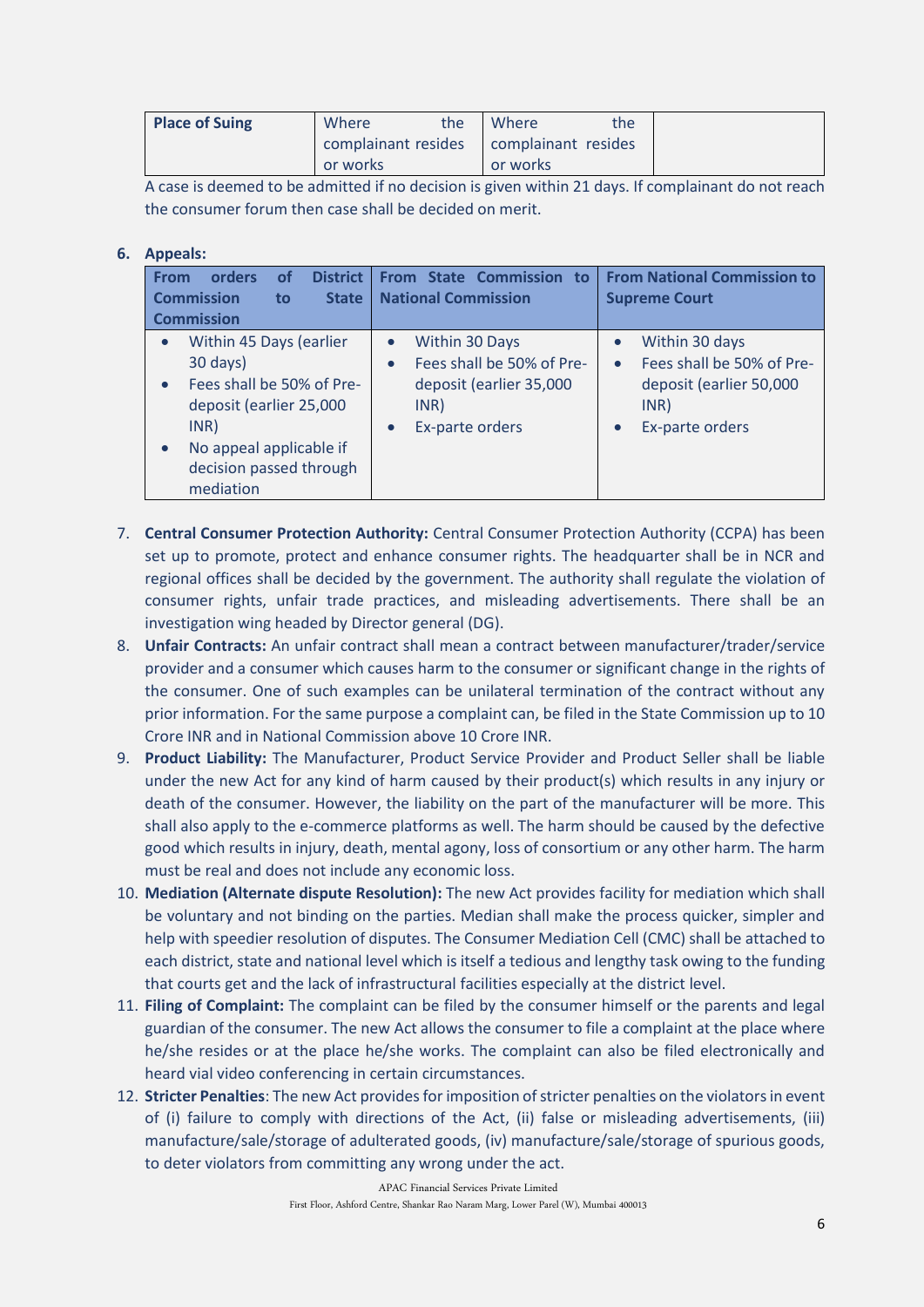| Place of Suing | Where the complainant resides or works | Where the complainant resides or works | |
|---|---|---|---|

A case is deemed to be admitted if no decision is given within 21 days. If complainant do not reach the consumer forum then case shall be decided on merit.

6. **Appeals:**

| From orders of District Commission to State Commission | From State Commission to National Commission | From National Commission to Supreme Court |
|---|---|---|
| • Within 45 Days (earlier 30 days)<br>• Fees shall be 50% of Pre-deposit (earlier 25,000 INR)<br>• No appeal applicable if decision passed through mediation | • Within 30 Days<br>• Fees shall be 50% of Pre-deposit (earlier 35,000 INR)<br>• Ex-parte orders | • Within 30 days<br>• Fees shall be 50% of Pre-deposit (earlier 50,000 INR)<br>• Ex-parte orders |

7. **Central Consumer Protection Authority:** Central Consumer Protection Authority (CCPA) has been set up to promote, protect and enhance consumer rights. The headquarter shall be in NCR and regional offices shall be decided by the government. The authority shall regulate the violation of consumer rights, unfair trade practices, and misleading advertisements. There shall be an investigation wing headed by Director general (DG).
8. **Unfair Contracts:** An unfair contract shall mean a contract between manufacturer/trader/service provider and a consumer which causes harm to the consumer or significant change in the rights of the consumer. One of such examples can be unilateral termination of the contract without any prior information. For the same purpose a complaint can, be filed in the State Commission up to 10 Crore INR and in National Commission above 10 Crore INR.
9. **Product Liability:** The Manufacturer, Product Service Provider and Product Seller shall be liable under the new Act for any kind of harm caused by their product(s) which results in any injury or death of the consumer. However, the liability on the part of the manufacturer will be more. This shall also apply to the e-commerce platforms as well. The harm should be caused by the defective good which results in injury, death, mental agony, loss of consortium or any other harm. The harm must be real and does not include any economic loss.
10. **Mediation (Alternate dispute Resolution):** The new Act provides facility for mediation which shall be voluntary and not binding on the parties. Median shall make the process quicker, simpler and help with speedier resolution of disputes. The Consumer Mediation Cell (CMC) shall be attached to each district, state and national level which is itself a tedious and lengthy task owing to the funding that courts get and the lack of infrastructural facilities especially at the district level.
11. **Filing of Complaint:** The complaint can be filed by the consumer himself or the parents and legal guardian of the consumer. The new Act allows the consumer to file a complaint at the place where he/she resides or at the place he/she works. The complaint can also be filed electronically and heard vial video conferencing in certain circumstances.
12. **Stricter Penalties**: The new Act provides for imposition of stricter penalties on the violators in event of (i) failure to comply with directions of the Act, (ii) false or misleading advertisements, (iii) manufacture/sale/storage of adulterated goods, (iv) manufacture/sale/storage of spurious goods, to deter violators from committing any wrong under the act.

APAC Financial Services Private Limited
First Floor, Ashford Centre, Shankar Rao Naram Marg, Lower Parel (W), Mumbai 400013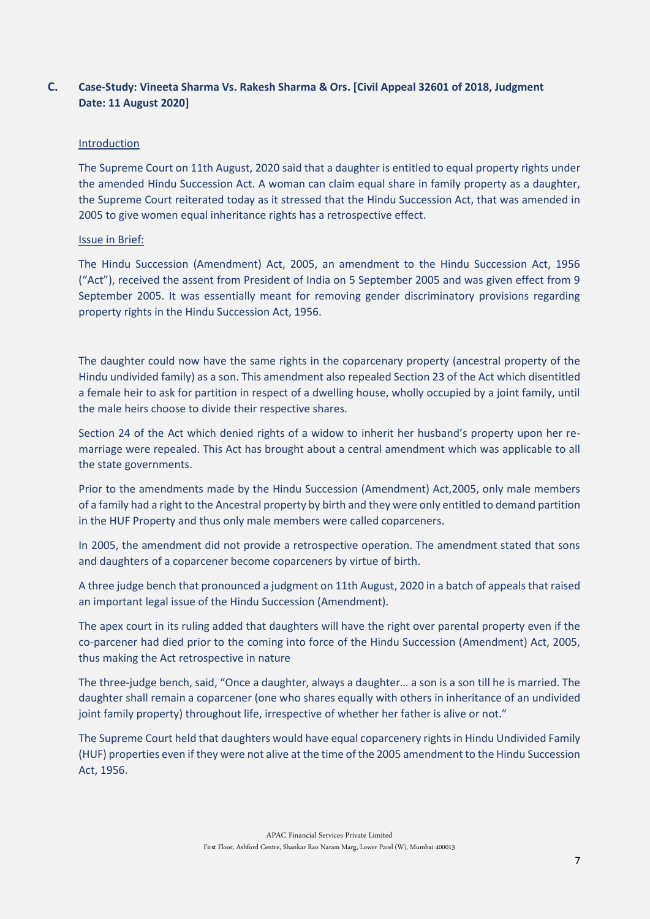## C. Case-Study: Vineeta Sharma Vs. Rakesh Sharma & Ors. [Civil Appeal 32601 of 2018, Judgment Date: 11 August 2020]

Introduction

The Supreme Court on 11th August, 2020 said that a daughter is entitled to equal property rights under the amended Hindu Succession Act. A woman can claim equal share in family property as a daughter, the Supreme Court reiterated today as it stressed that the Hindu Succession Act, that was amended in 2005 to give women equal inheritance rights has a retrospective effect.

Issue in Brief:

The Hindu Succession (Amendment) Act, 2005, an amendment to the Hindu Succession Act, 1956 ("Act"), received the assent from President of India on 5 September 2005 and was given effect from 9 September 2005. It was essentially meant for removing gender discriminatory provisions regarding property rights in the Hindu Succession Act, 1956.

The daughter could now have the same rights in the coparcenary property (ancestral property of the Hindu undivided family) as a son. This amendment also repealed Section 23 of the Act which disentitled a female heir to ask for partition in respect of a dwelling house, wholly occupied by a joint family, until the male heirs choose to divide their respective shares.

Section 24 of the Act which denied rights of a widow to inherit her husband's property upon her re-marriage were repealed. This Act has brought about a central amendment which was applicable to all the state governments.

Prior to the amendments made by the Hindu Succession (Amendment) Act,2005, only male members of a family had a right to the Ancestral property by birth and they were only entitled to demand partition in the HUF Property and thus only male members were called coparceners.

In 2005, the amendment did not provide a retrospective operation. The amendment stated that sons and daughters of a coparcener become coparceners by virtue of birth.

A three judge bench that pronounced a judgment on 11th August, 2020 in a batch of appeals that raised an important legal issue of the Hindu Succession (Amendment).

The apex court in its ruling added that daughters will have the right over parental property even if the co-parcener had died prior to the coming into force of the Hindu Succession (Amendment) Act, 2005, thus making the Act retrospective in nature

The three-judge bench, said, "Once a daughter, always a daughter… a son is a son till he is married. The daughter shall remain a coparcener (one who shares equally with others in inheritance of an undivided joint family property) throughout life, irrespective of whether her father is alive or not."

The Supreme Court held that daughters would have equal coparcenery rights in Hindu Undivided Family (HUF) properties even if they were not alive at the time of the 2005 amendment to the Hindu Succession Act, 1956.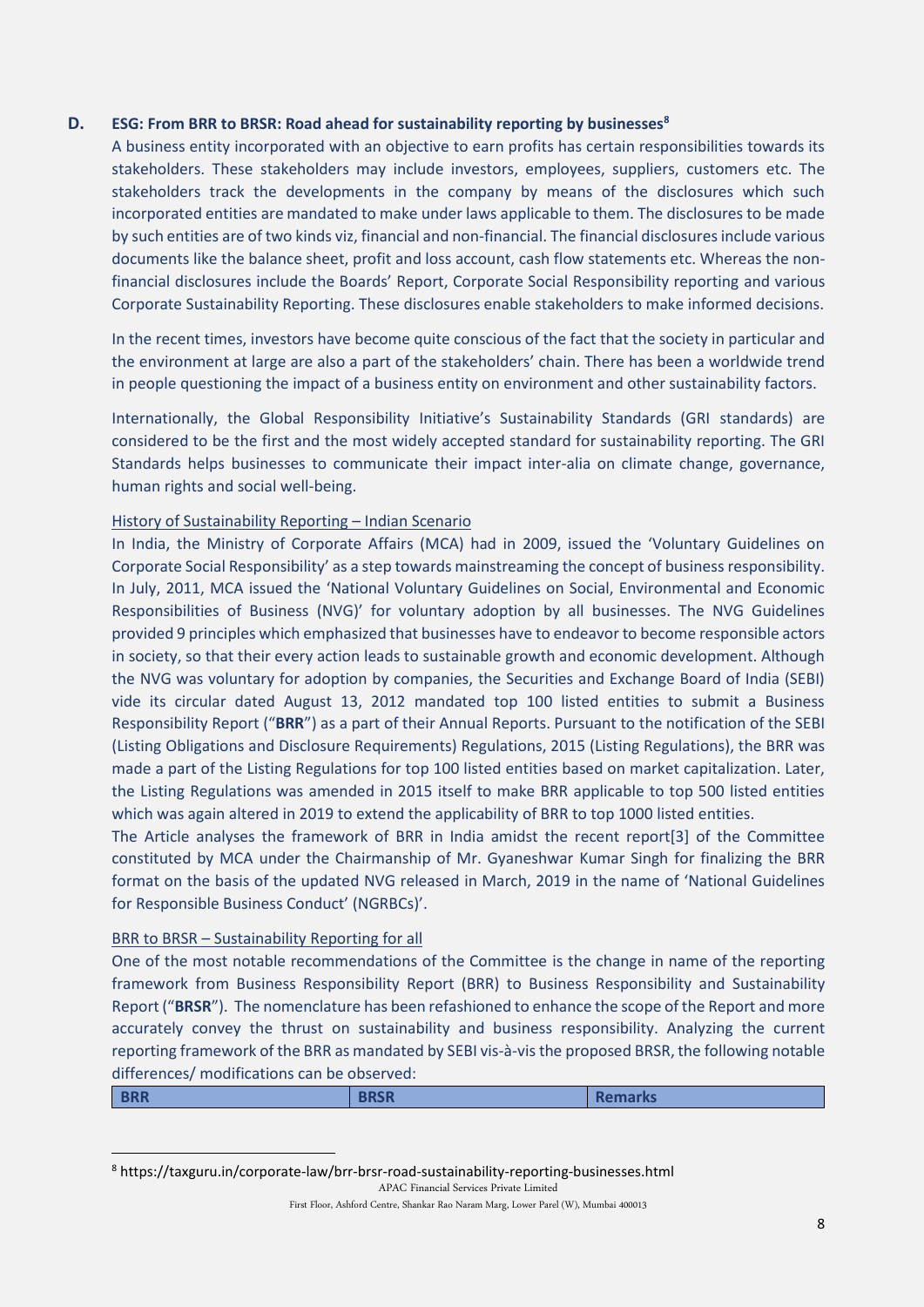## D. ESG: From BRR to BRSR: Road ahead for sustainability reporting by businesses[8]

A business entity incorporated with an objective to earn profits has certain responsibilities towards its stakeholders. These stakeholders may include investors, employees, suppliers, customers etc. The stakeholders track the developments in the company by means of the disclosures which such incorporated entities are mandated to make under laws applicable to them. The disclosures to be made by such entities are of two kinds viz, financial and non-financial. The financial disclosures include various documents like the balance sheet, profit and loss account, cash flow statements etc. Whereas the non-financial disclosures include the Boards' Report, Corporate Social Responsibility reporting and various Corporate Sustainability Reporting. These disclosures enable stakeholders to make informed decisions.

In the recent times, investors have become quite conscious of the fact that the society in particular and the environment at large are also a part of the stakeholders' chain. There has been a worldwide trend in people questioning the impact of a business entity on environment and other sustainability factors.

Internationally, the Global Responsibility Initiative's Sustainability Standards (GRI standards) are considered to be the first and the most widely accepted standard for sustainability reporting. The GRI Standards helps businesses to communicate their impact inter-alia on climate change, governance, human rights and social well-being.

History of Sustainability Reporting – Indian Scenario

In India, the Ministry of Corporate Affairs (MCA) had in 2009, issued the 'Voluntary Guidelines on Corporate Social Responsibility' as a step towards mainstreaming the concept of business responsibility. In July, 2011, MCA issued the 'National Voluntary Guidelines on Social, Environmental and Economic Responsibilities of Business (NVG)' for voluntary adoption by all businesses. The NVG Guidelines provided 9 principles which emphasized that businesses have to endeavor to become responsible actors in society, so that their every action leads to sustainable growth and economic development. Although the NVG was voluntary for adoption by companies, the Securities and Exchange Board of India (SEBI) vide its circular dated August 13, 2012 mandated top 100 listed entities to submit a Business Responsibility Report ("**BRR**") as a part of their Annual Reports. Pursuant to the notification of the SEBI (Listing Obligations and Disclosure Requirements) Regulations, 2015 (Listing Regulations), the BRR was made a part of the Listing Regulations for top 100 listed entities based on market capitalization. Later, the Listing Regulations was amended in 2015 itself to make BRR applicable to top 500 listed entities which was again altered in 2019 to extend the applicability of BRR to top 1000 listed entities.

The Article analyses the framework of BRR in India amidst the recent report[3] of the Committee constituted by MCA under the Chairmanship of Mr. Gyaneshwar Kumar Singh for finalizing the BRR format on the basis of the updated NVG released in March, 2019 in the name of 'National Guidelines for Responsible Business Conduct' (NGRBCs)'.

BRR to BRSR – Sustainability Reporting for all

One of the most notable recommendations of the Committee is the change in name of the reporting framework from Business Responsibility Report (BRR) to Business Responsibility and Sustainability Report ("**BRSR**"). The nomenclature has been refashioned to enhance the scope of the Report and more accurately convey the thrust on sustainability and business responsibility. Analyzing the current reporting framework of the BRR as mandated by SEBI vis-à-vis the proposed BRSR, the following notable differences/ modifications can be observed:

| BRR | BRSR | Remarks |
|---|---|---|

[8] https://taxguru.in/corporate-law/brr-brsr-road-sustainability-reporting-businesses.html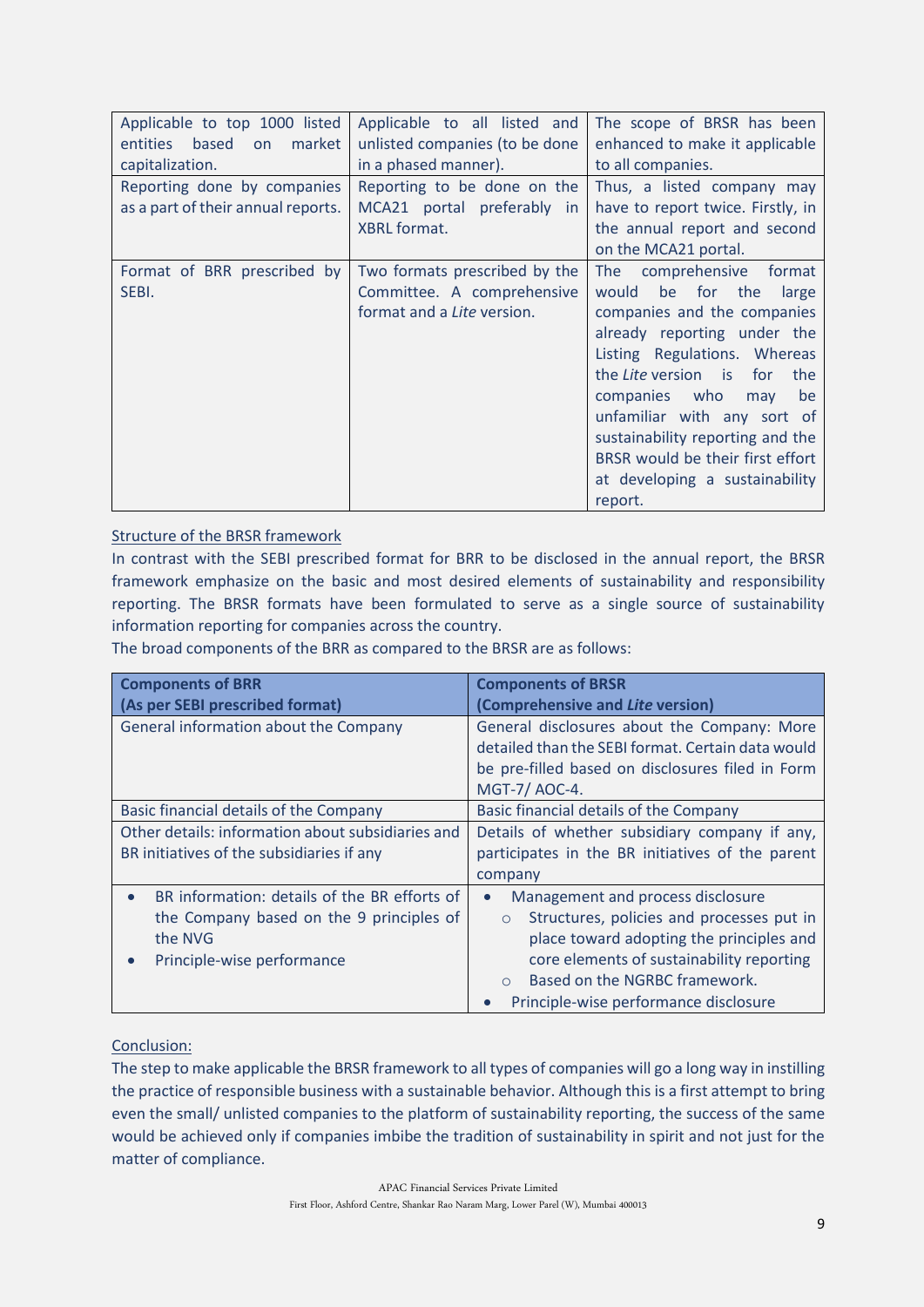| | | |
|---|---|---|
| Applicable to top 1000 listed entities based on market capitalization. | Applicable to all listed and unlisted companies (to be done in a phased manner). | The scope of BRSR has been enhanced to make it applicable to all companies. |
| Reporting done by companies as a part of their annual reports. | Reporting to be done on the MCA21 portal preferably in XBRL format. | Thus, a listed company may have to report twice. Firstly, in the annual report and second on the MCA21 portal. |
| Format of BRR prescribed by SEBI. | Two formats prescribed by the Committee. A comprehensive format and a *Lite* version. | The comprehensive format would be for the large companies and the companies already reporting under the Listing Regulations. Whereas the *Lite* version is for the companies who may be unfamiliar with any sort of sustainability reporting and the BRSR would be their first effort at developing a sustainability report. |

<u>Structure of the BRSR framework</u>

In contrast with the SEBI prescribed format for BRR to be disclosed in the annual report, the BRSR framework emphasize on the basic and most desired elements of sustainability and responsibility reporting. The BRSR formats have been formulated to serve as a single source of sustainability information reporting for companies across the country.

The broad components of the BRR as compared to the BRSR are as follows:

| **Components of BRR (As per SEBI prescribed format)** | **Components of BRSR (Comprehensive and *Lite* version)** |
|---|---|
| General information about the Company | General disclosures about the Company: More detailed than the SEBI format. Certain data would be pre-filled based on disclosures filed in Form MGT-7/ AOC-4. |
| Basic financial details of the Company | Basic financial details of the Company |
| Other details: information about subsidiaries and BR initiatives of the subsidiaries if any | Details of whether subsidiary company if any, participates in the BR initiatives of the parent company |
| • BR information: details of the BR efforts of the Company based on the 9 principles of the NVG<br>• Principle-wise performance | • Management and process disclosure<br>&nbsp;&nbsp;○ Structures, policies and processes put in place toward adopting the principles and core elements of sustainability reporting<br>&nbsp;&nbsp;○ Based on the NGRBC framework.<br>• Principle-wise performance disclosure |

<u>Conclusion:</u>

The step to make applicable the BRSR framework to all types of companies will go a long way in instilling the practice of responsible business with a sustainable behavior. Although this is a first attempt to bring even the small/ unlisted companies to the platform of sustainability reporting, the success of the same would be achieved only if companies imbibe the tradition of sustainability in spirit and not just for the matter of compliance.